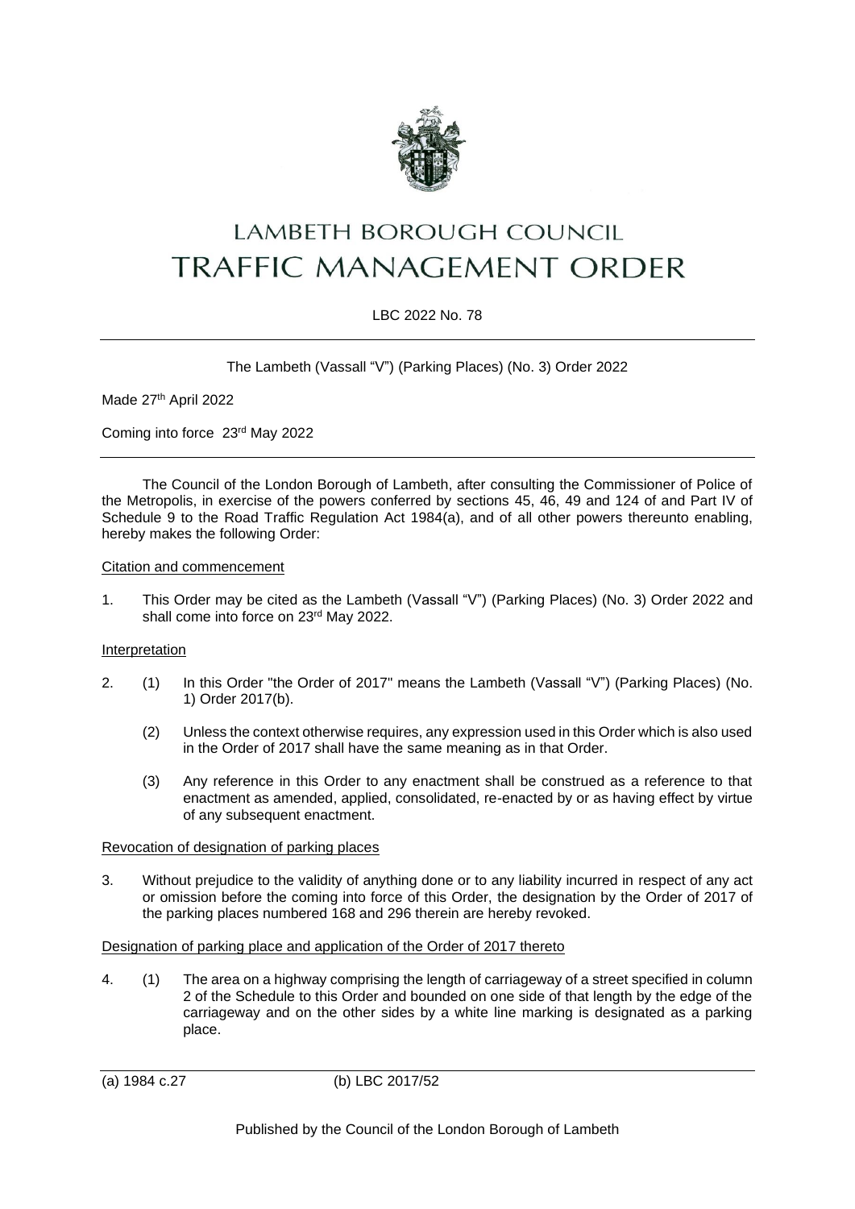# LAMBETH BOROUGH COUNCIL
# TRAFFIC MANAGEMENT ORDER

LBC 2022 No. 78

The Lambeth (Vassall "V") (Parking Places) (No. 3) Order 2022

Made 27th April 2022

Coming into force 23rd May 2022

The Council of the London Borough of Lambeth, after consulting the Commissioner of Police of the Metropolis, in exercise of the powers conferred by sections 45, 46, 49 and 124 of and Part IV of Schedule 9 to the Road Traffic Regulation Act 1984(a), and of all other powers thereunto enabling, hereby makes the following Order:

Citation and commencement

1. This Order may be cited as the Lambeth (Vassall "V") (Parking Places) (No. 3) Order 2022 and shall come into force on 23rd May 2022.

Interpretation

2. (1) In this Order "the Order of 2017" means the Lambeth (Vassall "V") (Parking Places) (No. 1) Order 2017(b).

   (2) Unless the context otherwise requires, any expression used in this Order which is also used in the Order of 2017 shall have the same meaning as in that Order.

   (3) Any reference in this Order to any enactment shall be construed as a reference to that enactment as amended, applied, consolidated, re-enacted by or as having effect by virtue of any subsequent enactment.

Revocation of designation of parking places

3. Without prejudice to the validity of anything done or to any liability incurred in respect of any act or omission before the coming into force of this Order, the designation by the Order of 2017 of the parking places numbered 168 and 296 therein are hereby revoked.

Designation of parking place and application of the Order of 2017 thereto

4. (1) The area on a highway comprising the length of carriageway of a street specified in column 2 of the Schedule to this Order and bounded on one side of that length by the edge of the carriageway and on the other sides by a white line marking is designated as a parking place.

(a) 1984 c.27 (b) LBC 2017/52

Published by the Council of the London Borough of Lambeth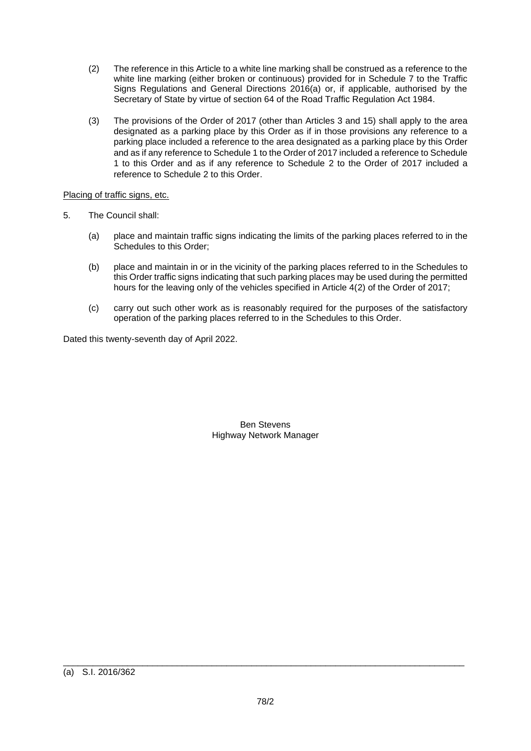(2) The reference in this Article to a white line marking shall be construed as a reference to the white line marking (either broken or continuous) provided for in Schedule 7 to the Traffic Signs Regulations and General Directions 2016(a) or, if applicable, authorised by the Secretary of State by virtue of section 64 of the Road Traffic Regulation Act 1984.

(3) The provisions of the Order of 2017 (other than Articles 3 and 15) shall apply to the area designated as a parking place by this Order as if in those provisions any reference to a parking place included a reference to the area designated as a parking place by this Order and as if any reference to Schedule 1 to the Order of 2017 included a reference to Schedule 1 to this Order and as if any reference to Schedule 2 to the Order of 2017 included a reference to Schedule 2 to this Order.

<u>Placing of traffic signs, etc.</u>

5. The Council shall:

   (a) place and maintain traffic signs indicating the limits of the parking places referred to in the Schedules to this Order;

   (b) place and maintain in or in the vicinity of the parking places referred to in the Schedules to this Order traffic signs indicating that such parking places may be used during the permitted hours for the leaving only of the vehicles specified in Article 4(2) of the Order of 2017;

   (c) carry out such other work as is reasonably required for the purposes of the satisfactory operation of the parking places referred to in the Schedules to this Order.

Dated this twenty-seventh day of April 2022.

Ben Stevens
Highway Network Manager

---

(a) S.I. 2016/362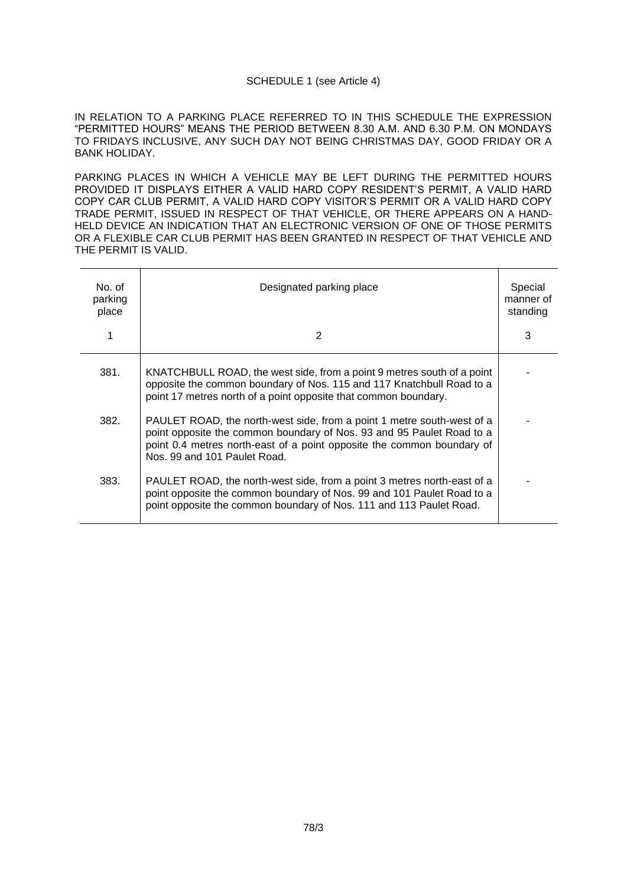SCHEDULE 1 (see Article 4)

IN RELATION TO A PARKING PLACE REFERRED TO IN THIS SCHEDULE THE EXPRESSION "PERMITTED HOURS" MEANS THE PERIOD BETWEEN 8.30 A.M. AND 6.30 P.M. ON MONDAYS TO FRIDAYS INCLUSIVE, ANY SUCH DAY NOT BEING CHRISTMAS DAY, GOOD FRIDAY OR A BANK HOLIDAY.

PARKING PLACES IN WHICH A VEHICLE MAY BE LEFT DURING THE PERMITTED HOURS PROVIDED IT DISPLAYS EITHER A VALID HARD COPY RESIDENT'S PERMIT, A VALID HARD COPY CAR CLUB PERMIT, A VALID HARD COPY VISITOR'S PERMIT OR A VALID HARD COPY TRADE PERMIT, ISSUED IN RESPECT OF THAT VEHICLE, OR THERE APPEARS ON A HAND-HELD DEVICE AN INDICATION THAT AN ELECTRONIC VERSION OF ONE OF THOSE PERMITS OR A FLEXIBLE CAR CLUB PERMIT HAS BEEN GRANTED IN RESPECT OF THAT VEHICLE AND THE PERMIT IS VALID.

| No. of parking place | Designated parking place | Special manner of standing |
|---|---|---|
| 1 | 2 | 3 |
| 381. | KNATCHBULL ROAD, the west side, from a point 9 metres south of a point opposite the common boundary of Nos. 115 and 117 Knatchbull Road to a point 17 metres north of a point opposite that common boundary. | - |
| 382. | PAULET ROAD, the north-west side, from a point 1 metre south-west of a point opposite the common boundary of Nos. 93 and 95 Paulet Road to a point 0.4 metres north-east of a point opposite the common boundary of Nos. 99 and 101 Paulet Road. | - |
| 383. | PAULET ROAD, the north-west side, from a point 3 metres north-east of a point opposite the common boundary of Nos. 99 and 101 Paulet Road to a point opposite the common boundary of Nos. 111 and 113 Paulet Road. | - |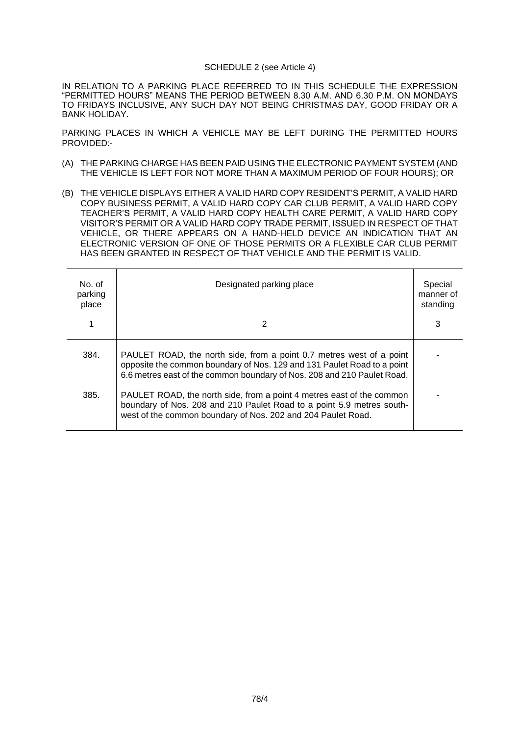SCHEDULE 2 (see Article 4)

IN RELATION TO A PARKING PLACE REFERRED TO IN THIS SCHEDULE THE EXPRESSION "PERMITTED HOURS" MEANS THE PERIOD BETWEEN 8.30 A.M. AND 6.30 P.M. ON MONDAYS TO FRIDAYS INCLUSIVE, ANY SUCH DAY NOT BEING CHRISTMAS DAY, GOOD FRIDAY OR A BANK HOLIDAY.

PARKING PLACES IN WHICH A VEHICLE MAY BE LEFT DURING THE PERMITTED HOURS PROVIDED:-

(A) THE PARKING CHARGE HAS BEEN PAID USING THE ELECTRONIC PAYMENT SYSTEM (AND THE VEHICLE IS LEFT FOR NOT MORE THAN A MAXIMUM PERIOD OF FOUR HOURS); OR

(B) THE VEHICLE DISPLAYS EITHER A VALID HARD COPY RESIDENT'S PERMIT, A VALID HARD COPY BUSINESS PERMIT, A VALID HARD COPY CAR CLUB PERMIT, A VALID HARD COPY TEACHER'S PERMIT, A VALID HARD COPY HEALTH CARE PERMIT, A VALID HARD COPY VISITOR'S PERMIT OR A VALID HARD COPY TRADE PERMIT, ISSUED IN RESPECT OF THAT VEHICLE, OR THERE APPEARS ON A HAND-HELD DEVICE AN INDICATION THAT AN ELECTRONIC VERSION OF ONE OF THOSE PERMITS OR A FLEXIBLE CAR CLUB PERMIT HAS BEEN GRANTED IN RESPECT OF THAT VEHICLE AND THE PERMIT IS VALID.

| No. of parking place | Designated parking place | Special manner of standing |
|---|---|---|
| 1 | 2 | 3 |
| 384. | PAULET ROAD, the north side, from a point 0.7 metres west of a point opposite the common boundary of Nos. 129 and 131 Paulet Road to a point 6.6 metres east of the common boundary of Nos. 208 and 210 Paulet Road. | - |
| 385. | PAULET ROAD, the north side, from a point 4 metres east of the common boundary of Nos. 208 and 210 Paulet Road to a point 5.9 metres south-west of the common boundary of Nos. 202 and 204 Paulet Road. | - |